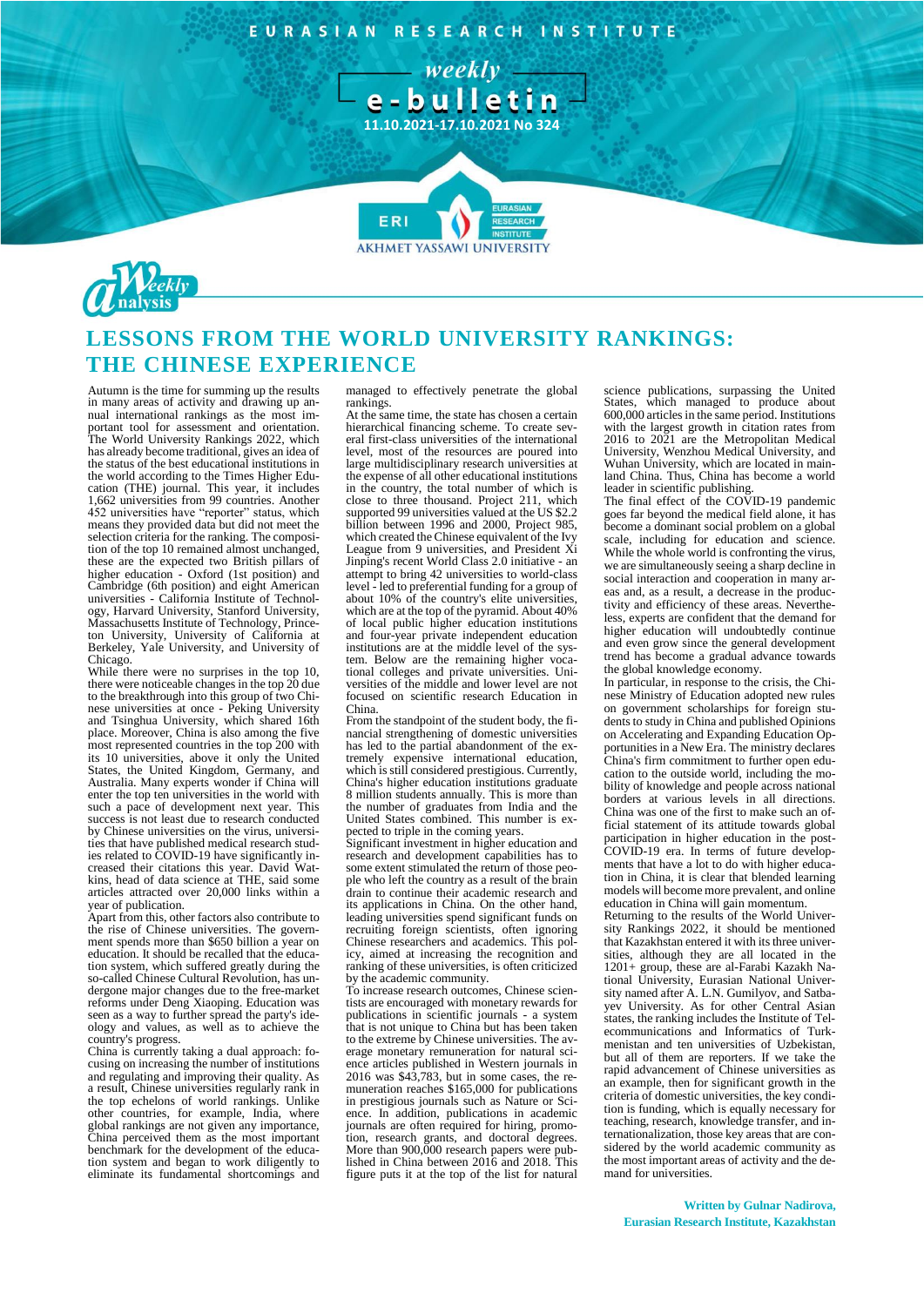EURASIAN RESEARCH INSTITUTE

weekly e-bulletin

11.10.2021-17.10.2021 No 324

Weekly analysis

# LESSONS FROM THE WORLD UNIVERSITY RANKINGS: THE CHINESE EXPERIENCE

Autumn is the time for summing up the results in many areas of activity and drawing up annual international rankings as the most important tool for assessment and orientation. The World University Rankings 2022, which has already become traditional, gives an idea of the status of the best educational institutions in the world according to the Times Higher Education (THE) journal. This year, it includes 1,662 universities from 99 countries. Another 452 universities have "reporter" status, which means they provided data but did not meet the selection criteria for the ranking. The composition of the top 10 remained almost unchanged, these are the expected two British pillars of higher education - Oxford (1st position) and Cambridge (6th position) and eight American universities - California Institute of Technology, Harvard University, Stanford University, Massachusetts Institute of Technology, Princeton University, University of California at Berkeley, Yale University, and University of Chicago.

While there were no surprises in the top 10, there were noticeable changes in the top 20 due to the breakthrough into this group of two Chinese universities at once - Peking University and Tsinghua University, which shared 16th place. Moreover, China is also among the five most represented countries in the top 200 with its 10 universities, above it only the United States, the United Kingdom, Germany, and Australia. Many experts wonder if China will enter the top ten universities in the world with such a pace of development next year. This success is not least due to research conducted by Chinese universities on the virus, universities that have published medical research studies related to COVID-19 have significantly increased their citations this year. David Watkins, head of data science at THE, said some articles attracted over 20,000 links within a year of publication.

Apart from this, other factors also contribute to the rise of Chinese universities. The government spends more than $650 billion a year on education. It should be recalled that the education system, which suffered greatly during the so-called Chinese Cultural Revolution, has undergone major changes due to the free-market reforms under Deng Xiaoping. Education was seen as a way to further spread the party's ideology and values, as well as to achieve the country's progress.

China is currently taking a dual approach: focusing on increasing the number of institutions and regulating and improving their quality. As a result, Chinese universities regularly rank in the top echelons of world rankings. Unlike other countries, for example, India, where global rankings are not given any importance, China perceived them as the most important benchmark for the development of the education system and began to work diligently to eliminate its fundamental shortcomings and managed to effectively penetrate the global rankings.

At the same time, the state has chosen a certain hierarchical financing scheme. To create several first-class universities of the international level, most of the resources are poured into large multidisciplinary research universities at the expense of all other educational institutions in the country, the total number of which is close to three thousand. Project 211, which supported 99 universities valued at the US $2.2 billion between 1996 and 2000, Project 985, which created the Chinese equivalent of the Ivy League from 9 universities, and President Xi Jinping's recent World Class 2.0 initiative - an attempt to bring 42 universities to world-class level - led to preferential funding for a group of about 10% of the country's elite universities, which are at the top of the pyramid. About 40% of local public higher education institutions and four-year private independent education institutions are at the middle level of the system. Below are the remaining higher vocational colleges and private universities. Universities of the middle and lower level are not focused on scientific research Education in China.

From the standpoint of the student body, the financial strengthening of domestic universities has led to the partial abandonment of the extremely expensive international education, which is still considered prestigious. Currently, China's higher education institutions graduate 8 million students annually. This is more than the number of graduates from India and the United States combined. This number is expected to triple in the coming years.

Significant investment in higher education and research and development capabilities has to some extent stimulated the return of those people who left the country as a result of the brain drain to continue their academic research and its applications in China. On the other hand, leading universities spend significant funds on recruiting foreign scientists, often ignoring Chinese researchers and academics. This policy, aimed at increasing the recognition and ranking of these universities, is often criticized by the academic community.

To increase research outcomes, Chinese scientists are encouraged with monetary rewards for publications in scientific journals - a system that is not unique to China but has been taken to the extreme by Chinese universities. The average monetary remuneration for natural science articles published in Western journals in 2016 was $43,783, but in some cases, the remuneration reaches $165,000 for publications in prestigious journals such as Nature or Science. In addition, publications in academic journals are often required for hiring, promotion, research grants, and doctoral degrees. More than 900,000 research papers were published in China between 2016 and 2018. This figure puts it at the top of the list for natural science publications, surpassing the United States, which managed to produce about 600,000 articles in the same period. Institutions with the largest growth in citation rates from 2016 to 2021 are the Metropolitan Medical University, Wenzhou Medical University, and Wuhan University, which are located in mainland China. Thus, China has become a world leader in scientific publishing.

The final effect of the COVID-19 pandemic goes far beyond the medical field alone, it has become a dominant social problem on a global scale, including for education and science. While the whole world is confronting the virus, we are simultaneously seeing a sharp decline in social interaction and cooperation in many areas and, as a result, a decrease in the productivity and efficiency of these areas. Nevertheless, experts are confident that the demand for higher education will undoubtedly continue and even grow since the general development trend has become a gradual advance towards the global knowledge economy.

In particular, in response to the crisis, the Chinese Ministry of Education adopted new rules on government scholarships for foreign students to study in China and published Opinions on Accelerating and Expanding Education Opportunities in a New Era. The ministry declares China's firm commitment to further open education to the outside world, including the mobility of knowledge and people across national borders at various levels in all directions. China was one of the first to make such an official statement of its attitude towards global participation in higher education in the post-COVID-19 era. In terms of future developments that have a lot to do with higher education in China, it is clear that blended learning models will become more prevalent, and online education in China will gain momentum.

Returning to the results of the World University Rankings 2022, it should be mentioned that Kazakhstan entered it with its three universities, although they are all located in the 1201+ group, these are al-Farabi Kazakh National University, Eurasian National University named after A. L.N. Gumilyov, and Satbayev University. As for other Central Asian states, the ranking includes the Institute of Telecommunications and Informatics of Turkmenistan and ten universities of Uzbekistan, but all of them are reporters. If we take the rapid advancement of Chinese universities as an example, then for significant growth in the criteria of domestic universities, the key condition is funding, which is equally necessary for teaching, research, knowledge transfer, and internationalization, those key areas that are considered by the world academic community as the most important areas of activity and the demand for universities.

**Written by Gulnar Nadirova, Eurasian Research Institute, Kazakhstan**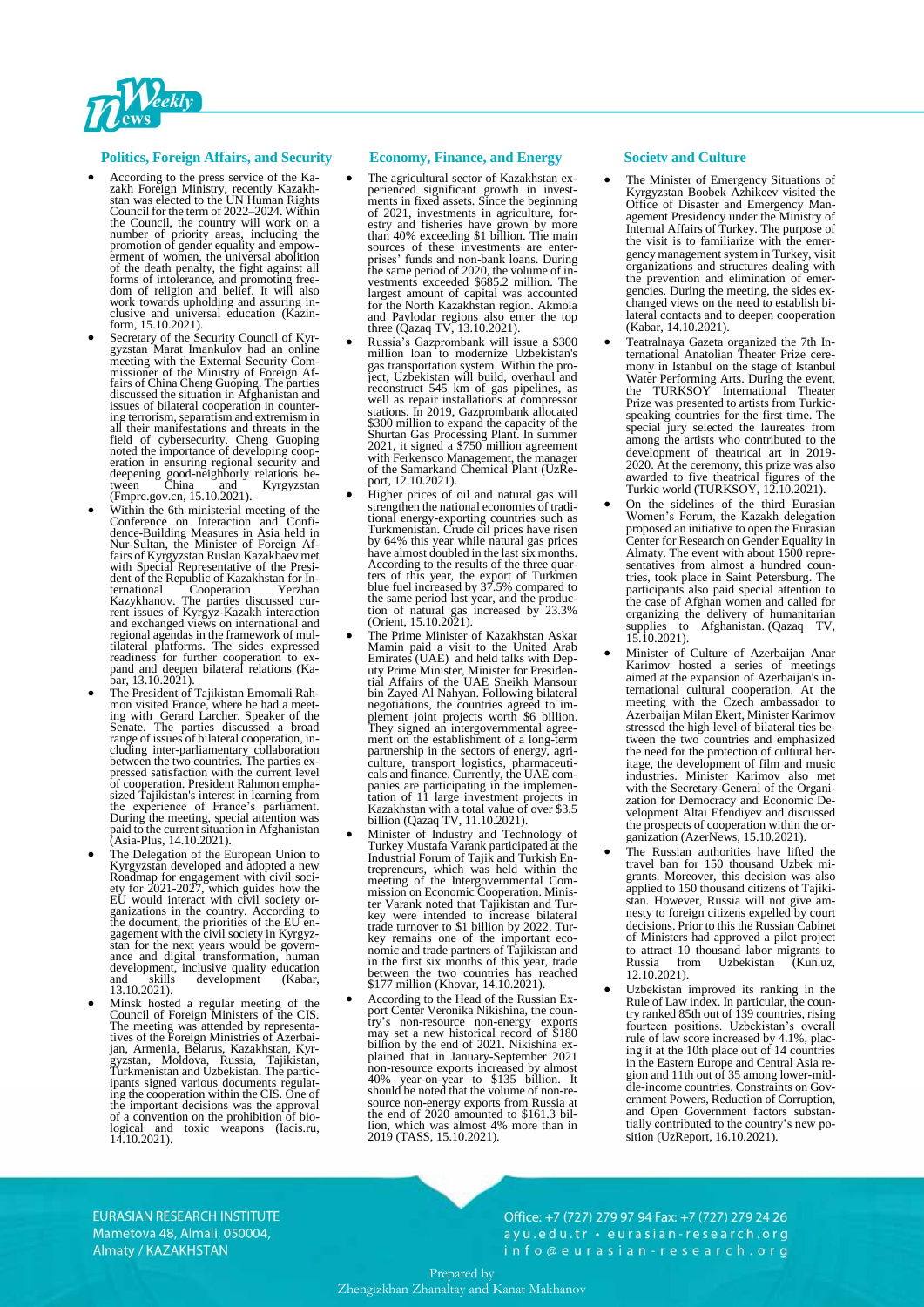## Politics, Foreign Affairs, and Security

- According to the press service of the Kazakh Foreign Ministry, recently Kazakhstan was elected to the UN Human Rights Council for the term of 2022–2024. Within the Council, the country will work on a number of priority areas, including the promotion of gender equality and empowerment of women, the universal abolition of the death penalty, the fight against all forms of intolerance, and promoting freedom of religion and belief. It will also work towards upholding and assuring inclusive and universal education (Kazinform, 15.10.2021).
- Secretary of the Security Council of Kyrgyzstan Marat Imankulov had an online meeting with the External Security Commissioner of the Ministry of Foreign Affairs of China Cheng Guoping. The parties discussed the situation in Afghanistan and issues of bilateral cooperation in countering terrorism, separatism and extremism in all their manifestations and threats in the field of cybersecurity. Cheng Guoping noted the importance of developing cooperation in ensuring regional security and deepening good-neighborly relations between China and Kyrgyzstan (Fmprc.gov.cn, 15.10.2021).
- Within the 6th ministerial meeting of the Conference on Interaction and Confidence-Building Measures in Asia held in Nur-Sultan, the Minister of Foreign Affairs of Kyrgyzstan Ruslan Kazakbaev met with Special Representative of the President of the Republic of Kazakhstan for International Cooperation Yerzhan Kazykhanov. The parties discussed current issues of Kyrgyz-Kazakh interaction and exchanged views on international and regional agendas in the framework of multilateral platforms. The sides expressed readiness for further cooperation to expand and deepen bilateral relations (Kabar, 13.10.2021).
- The President of Tajikistan Emomali Rahmon visited France, where he had a meeting with Gerard Larcher, Speaker of the Senate. The parties discussed a broad range of issues of bilateral cooperation, including inter-parliamentary collaboration between the two countries. The parties expressed satisfaction with the current level of cooperation. President Rahmon emphasized Tajikistan's interest in learning from the experience of France's parliament. During the meeting, special attention was paid to the current situation in Afghanistan (Asia-Plus, 14.10.2021).
- The Delegation of the European Union to Kyrgyzstan developed and adopted a new Roadmap for engagement with civil society for 2021-2027, which guides how the EU would interact with civil society organizations in the country. According to the document, the priorities of the EU engagement with the civil society in Kyrgyzstan for the next years would be governance and digital transformation, human development, inclusive quality education and skills development (Kabar, 13.10.2021).
- Minsk hosted a regular meeting of the Council of Foreign Ministers of the CIS. The meeting was attended by representatives of the Foreign Ministries of Azerbaijan, Armenia, Belarus, Kazakhstan, Kyrgyzstan, Moldova, Russia, Tajikistan, Turkmenistan and Uzbekistan. The participants signed various documents regulating the cooperation within the CIS. One of the important decisions was the approval of a convention on the prohibition of biological and toxic weapons (Iacis.ru, 14.10.2021).

## Economy, Finance, and Energy

- The agricultural sector of Kazakhstan experienced significant growth in investments in fixed assets. Since the beginning of 2021, investments in agriculture, forestry and fisheries have grown by more than 40% exceeding $1 billion. The main sources of these investments are enterprises' funds and non-bank loans. During the same period of 2020, the volume of investments exceeded $685.2 million. The largest amount of capital was accounted for the North Kazakhstan region. Akmola and Pavlodar regions also enter the top three (Qazaq TV, 13.10.2021).
- Russia's Gazprombank will issue a $300 million loan to modernize Uzbekistan's gas transportation system. Within the project, Uzbekistan will build, overhaul and reconstruct 545 km of gas pipelines, as well as repair installations at compressor stations. In 2019, Gazprombank allocated $300 million to expand the capacity of the Shurtan Gas Processing Plant. In summer 2021, it signed a $750 million agreement with Ferkensco Management, the manager of the Samarkand Chemical Plant (UzReport, 12.10.2021).
- Higher prices of oil and natural gas will strengthen the national economies of traditional energy-exporting countries such as Turkmenistan. Crude oil prices have risen by 64% this year while natural gas prices have almost doubled in the last six months. According to the results of the three quarters of this year, the export of Turkmen blue fuel increased by 37.5% compared to the same period last year, and the production of natural gas increased by 23.3% (Orient, 15.10.2021).
- The Prime Minister of Kazakhstan Askar Mamin paid a visit to the United Arab Emirates (UAE) and held talks with Deputy Prime Minister, Minister for Presidential Affairs of the UAE Sheikh Mansour bin Zayed Al Nahyan. Following bilateral negotiations, the countries agreed to implement joint projects worth $6 billion. They signed an intergovernmental agreement on the establishment of a long-term partnership in the sectors of energy, agriculture, transport logistics, pharmaceuticals and finance. Currently, the UAE companies are participating in the implementation of 11 large investment projects in Kazakhstan with a total value of over $3.5 billion (Qazaq TV, 11.10.2021).
- Minister of Industry and Technology of Turkey Mustafa Varank participated at the Industrial Forum of Tajik and Turkish Entrepreneurs, which was held within the meeting of the Intergovernmental Commission on Economic Cooperation. Minister Varank noted that Tajikistan and Turkey were intended to increase bilateral trade turnover to $1 billion by 2022. Turkey remains one of the important economic and trade partners of Tajikistan and in the first six months of this year, trade between the two countries has reached $177 million (Khovar, 14.10.2021).
- According to the Head of the Russian Export Center Veronika Nikishina, the country's non-resource non-energy exports may set a new historical record of $180 billion by the end of 2021. Nikishina explained that in January-September 2021 non-resource exports increased by almost 40% year-on-year to $135 billion. It should be noted that the volume of non-resource non-energy exports from Russia at the end of 2020 amounted to $161.3 billion, which was almost 4% more than in 2019 (TASS, 15.10.2021).

## Society and Culture

- The Minister of Emergency Situations of Kyrgyzstan Boobek Azhikeev visited the Office of Disaster and Emergency Management Presidency under the Ministry of Internal Affairs of Turkey. The purpose of the visit is to familiarize with the emergency management system in Turkey, visit organizations and structures dealing with the prevention and elimination of emergencies. During the meeting, the sides exchanged views on the need to establish bilateral contacts and to deepen cooperation (Kabar, 14.10.2021).
- Teatralnaya Gazeta organized the 7th International Anatolian Theater Prize ceremony in Istanbul on the stage of Istanbul Water Performing Arts. During the event, the TURKSOY International Theater Prize was presented to artists from Turkic-speaking countries for the first time. The special jury selected the laureates from among the artists who contributed to the development of theatrical art in 2019-2020. At the ceremony, this prize was also awarded to five theatrical figures of the Turkic world (TURKSOY, 12.10.2021).
- On the sidelines of the third Eurasian Women's Forum, the Kazakh delegation proposed an initiative to open the Eurasian Center for Research on Gender Equality in Almaty. The event with about 1500 representatives from almost a hundred countries, took place in Saint Petersburg. The participants also paid special attention to the case of Afghan women and called for organizing the delivery of humanitarian supplies to Afghanistan. (Qazaq TV, 15.10.2021).
- Minister of Culture of Azerbaijan Anar Karimov hosted a series of meetings aimed at the expansion of Azerbaijan's international cultural cooperation. At the meeting with the Czech ambassador to Azerbaijan Milan Ekert, Minister Karimov stressed the high level of bilateral ties between the two countries and emphasized the need for the protection of cultural heritage, the development of film and music industries. Minister Karimov also met with the Secretary-General of the Organization for Democracy and Economic Development Altai Efendiyev and discussed the prospects of cooperation within the organization (AzerNews, 15.10.2021).
- The Russian authorities have lifted the travel ban for 150 thousand Uzbek migrants. Moreover, this decision was also applied to 150 thousand citizens of Tajikistan. However, Russia will not give amnesty to foreign citizens expelled by court decisions. Prior to this the Russian Cabinet of Ministers had approved a pilot project to attract 10 thousand labor migrants to Russia from Uzbekistan (Kun.uz, 12.10.2021).
- Uzbekistan improved its ranking in the Rule of Law index. In particular, the country ranked 85th out of 139 countries, rising fourteen positions. Uzbekistan's overall rule of law score increased by 4.1%, placing it at the 10th place out of 14 countries in the Eastern Europe and Central Asia region and 11th out of 35 among lower-middle-income countries. Constraints on Government Powers, Reduction of Corruption, and Open Government factors substantially contributed to the country's new position (UzReport, 16.10.2021).

EURASIAN RESEARCH INSTITUTE
Mametova 48, Almali, 050004,
Almaty / KAZAKHSTAN

Office: +7 (727) 279 97 94 Fax: +7 (727) 279 24 26
ayu.edu.tr • eurasian-research.org
info@eurasian-research.org

Prepared by
Zhengizkhan Zhanaltay and Kanat Makhanov